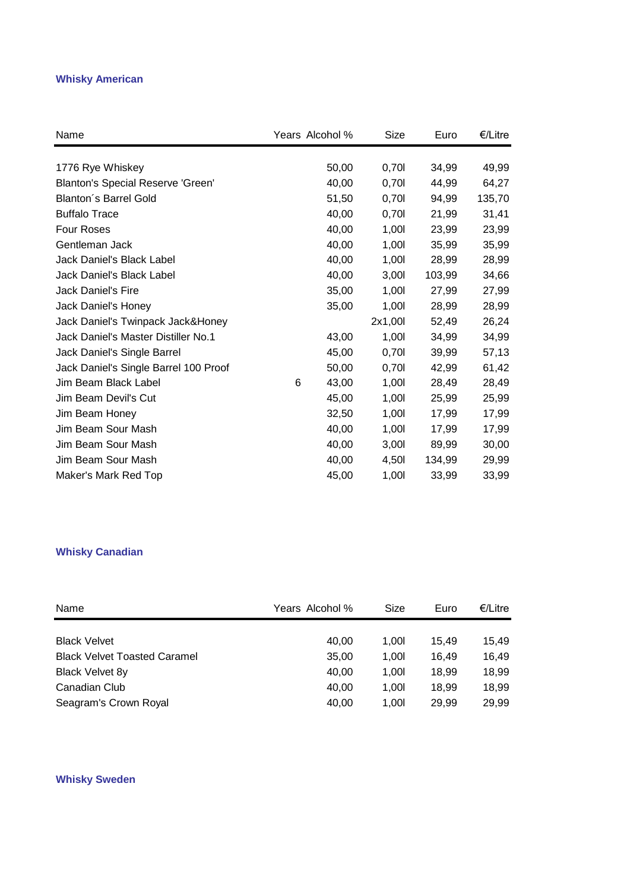## Whisky American

| Name | Years | Alcohol % | Size | Euro | €/Litre |
|---|---|---|---|---|---|
| 1776 Rye Whiskey | | 50,00 | 0,70l | 34,99 | 49,99 |
| Blanton's Special Reserve 'Green' | | 40,00 | 0,70l | 44,99 | 64,27 |
| Blanton´s Barrel Gold | | 51,50 | 0,70l | 94,99 | 135,70 |
| Buffalo Trace | | 40,00 | 0,70l | 21,99 | 31,41 |
| Four Roses | | 40,00 | 1,00l | 23,99 | 23,99 |
| Gentleman Jack | | 40,00 | 1,00l | 35,99 | 35,99 |
| Jack Daniel's Black Label | | 40,00 | 1,00l | 28,99 | 28,99 |
| Jack Daniel's Black Label | | 40,00 | 3,00l | 103,99 | 34,66 |
| Jack Daniel's Fire | | 35,00 | 1,00l | 27,99 | 27,99 |
| Jack Daniel's Honey | | 35,00 | 1,00l | 28,99 | 28,99 |
| Jack Daniel's Twinpack Jack&Honey | | | 2x1,00l | 52,49 | 26,24 |
| Jack Daniel's Master Distiller No.1 | | 43,00 | 1,00l | 34,99 | 34,99 |
| Jack Daniel's Single Barrel | | 45,00 | 0,70l | 39,99 | 57,13 |
| Jack Daniel's Single Barrel 100 Proof | | 50,00 | 0,70l | 42,99 | 61,42 |
| Jim Beam Black Label | 6 | 43,00 | 1,00l | 28,49 | 28,49 |
| Jim Beam Devil's Cut | | 45,00 | 1,00l | 25,99 | 25,99 |
| Jim Beam Honey | | 32,50 | 1,00l | 17,99 | 17,99 |
| Jim Beam Sour Mash | | 40,00 | 1,00l | 17,99 | 17,99 |
| Jim Beam Sour Mash | | 40,00 | 3,00l | 89,99 | 30,00 |
| Jim Beam Sour Mash | | 40,00 | 4,50l | 134,99 | 29,99 |
| Maker's Mark Red Top | | 45,00 | 1,00l | 33,99 | 33,99 |

## Whisky Canadian

| Name | Years | Alcohol % | Size | Euro | €/Litre |
|---|---|---|---|---|---|
| Black Velvet | | 40,00 | 1,00l | 15,49 | 15,49 |
| Black Velvet Toasted Caramel | | 35,00 | 1,00l | 16,49 | 16,49 |
| Black Velvet 8y | | 40,00 | 1,00l | 18,99 | 18,99 |
| Canadian Club | | 40,00 | 1,00l | 18,99 | 18,99 |
| Seagram's Crown Royal | | 40,00 | 1,00l | 29,99 | 29,99 |

## Whisky Sweden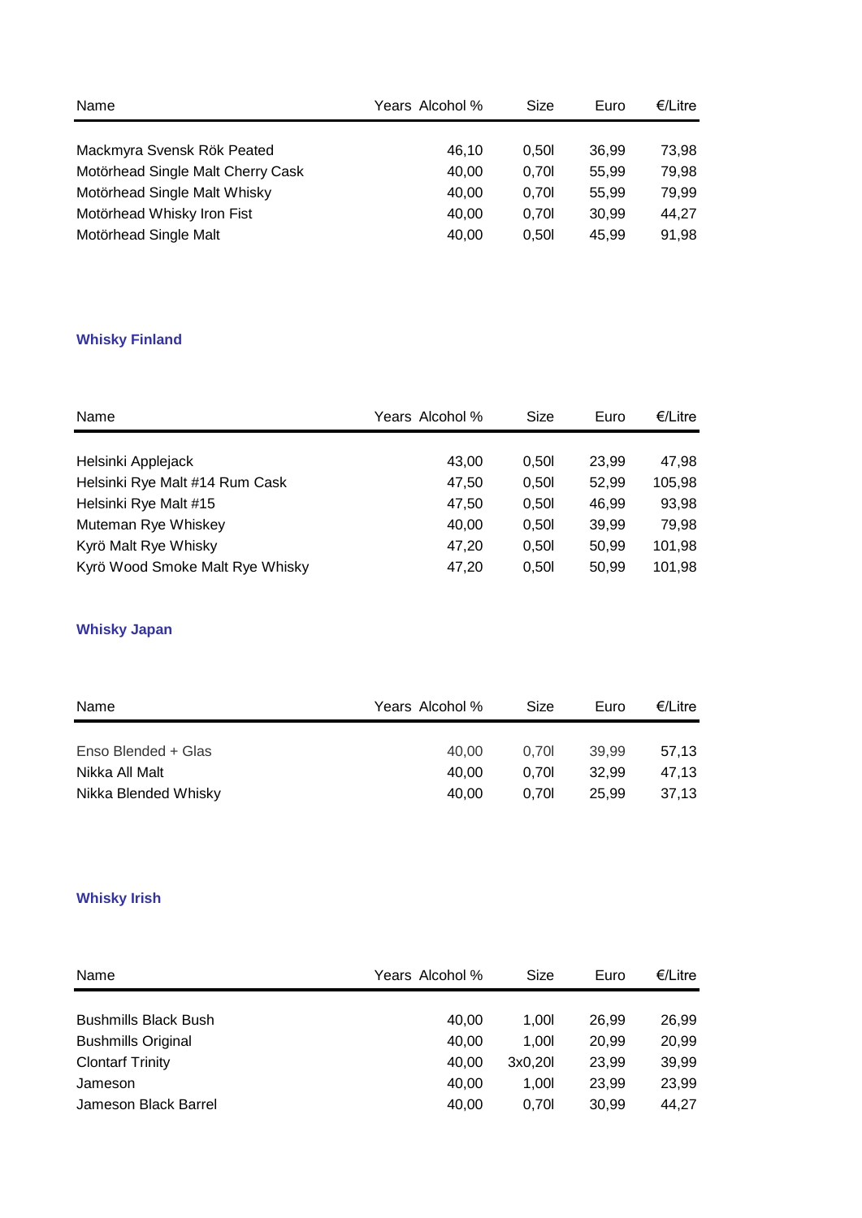| Name | Years | Alcohol % | Size | Euro | €/Litre |
|---|---|---|---|---|---|
| Mackmyra Svensk Rök Peated | | 46,10 | 0,50l | 36,99 | 73,98 |
| Motörhead Single Malt Cherry Cask | | 40,00 | 0,70l | 55,99 | 79,98 |
| Motörhead Single Malt Whisky | | 40,00 | 0,70l | 55,99 | 79,99 |
| Motörhead Whisky Iron Fist | | 40,00 | 0,70l | 30,99 | 44,27 |
| Motörhead Single Malt | | 40,00 | 0,50l | 45,99 | 91,98 |

### Whisky Finland

| Name | Years | Alcohol % | Size | Euro | €/Litre |
|---|---|---|---|---|---|
| Helsinki Applejack | | 43,00 | 0,50l | 23,99 | 47,98 |
| Helsinki Rye Malt #14 Rum Cask | | 47,50 | 0,50l | 52,99 | 105,98 |
| Helsinki Rye Malt #15 | | 47,50 | 0,50l | 46,99 | 93,98 |
| Muteman Rye Whiskey | | 40,00 | 0,50l | 39,99 | 79,98 |
| Kyrö Malt Rye Whisky | | 47,20 | 0,50l | 50,99 | 101,98 |
| Kyrö Wood Smoke Malt Rye Whisky | | 47,20 | 0,50l | 50,99 | 101,98 |

### Whisky Japan

| Name | Years | Alcohol % | Size | Euro | €/Litre |
|---|---|---|---|---|---|
| Enso Blended + Glas | | 40,00 | 0,70l | 39,99 | 57,13 |
| Nikka All Malt | | 40,00 | 0,70l | 32,99 | 47,13 |
| Nikka Blended Whisky | | 40,00 | 0,70l | 25,99 | 37,13 |

### Whisky Irish

| Name | Years | Alcohol % | Size | Euro | €/Litre |
|---|---|---|---|---|---|
| Bushmills Black Bush | | 40,00 | 1,00l | 26,99 | 26,99 |
| Bushmills Original | | 40,00 | 1,00l | 20,99 | 20,99 |
| Clontarf Trinity | | 40,00 | 3x0,20l | 23,99 | 39,99 |
| Jameson | | 40,00 | 1,00l | 23,99 | 23,99 |
| Jameson Black Barrel | | 40,00 | 0,70l | 30,99 | 44,27 |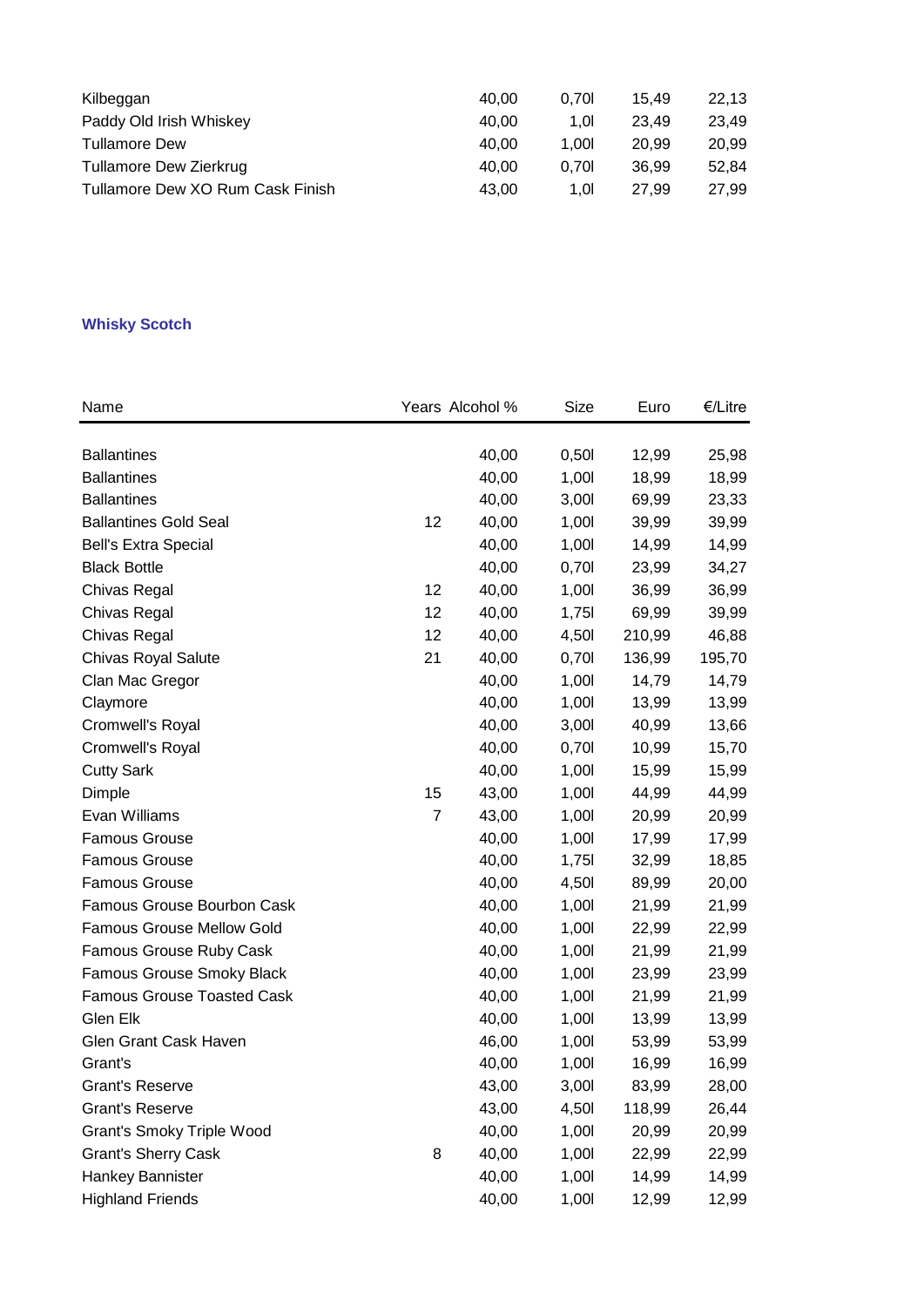| | | | | | |
|---|---|---|---|---|---|
| Kilbeggan | | 40,00 | 0,70l | 15,49 | 22,13 |
| Paddy Old Irish Whiskey | | 40,00 | 1,0l | 23,49 | 23,49 |
| Tullamore Dew | | 40,00 | 1,00l | 20,99 | 20,99 |
| Tullamore Dew Zierkrug | | 40,00 | 0,70l | 36,99 | 52,84 |
| Tullamore Dew XO Rum Cask Finish | | 43,00 | 1,0l | 27,99 | 27,99 |

## Whisky Scotch

| Name | Years | Alcohol % | Size | Euro | €/Litre |
|---|---|---|---|---|---|
| Ballantines | | 40,00 | 0,50l | 12,99 | 25,98 |
| Ballantines | | 40,00 | 1,00l | 18,99 | 18,99 |
| Ballantines | | 40,00 | 3,00l | 69,99 | 23,33 |
| Ballantines Gold Seal | 12 | 40,00 | 1,00l | 39,99 | 39,99 |
| Bell's Extra Special | | 40,00 | 1,00l | 14,99 | 14,99 |
| Black Bottle | | 40,00 | 0,70l | 23,99 | 34,27 |
| Chivas Regal | 12 | 40,00 | 1,00l | 36,99 | 36,99 |
| Chivas Regal | 12 | 40,00 | 1,75l | 69,99 | 39,99 |
| Chivas Regal | 12 | 40,00 | 4,50l | 210,99 | 46,88 |
| Chivas Royal Salute | 21 | 40,00 | 0,70l | 136,99 | 195,70 |
| Clan Mac Gregor | | 40,00 | 1,00l | 14,79 | 14,79 |
| Claymore | | 40,00 | 1,00l | 13,99 | 13,99 |
| Cromwell's Royal | | 40,00 | 3,00l | 40,99 | 13,66 |
| Cromwell's Royal | | 40,00 | 0,70l | 10,99 | 15,70 |
| Cutty Sark | | 40,00 | 1,00l | 15,99 | 15,99 |
| Dimple | 15 | 43,00 | 1,00l | 44,99 | 44,99 |
| Evan Williams | 7 | 43,00 | 1,00l | 20,99 | 20,99 |
| Famous Grouse | | 40,00 | 1,00l | 17,99 | 17,99 |
| Famous Grouse | | 40,00 | 1,75l | 32,99 | 18,85 |
| Famous Grouse | | 40,00 | 4,50l | 89,99 | 20,00 |
| Famous Grouse Bourbon Cask | | 40,00 | 1,00l | 21,99 | 21,99 |
| Famous Grouse Mellow Gold | | 40,00 | 1,00l | 22,99 | 22,99 |
| Famous Grouse Ruby Cask | | 40,00 | 1,00l | 21,99 | 21,99 |
| Famous Grouse Smoky Black | | 40,00 | 1,00l | 23,99 | 23,99 |
| Famous Grouse Toasted Cask | | 40,00 | 1,00l | 21,99 | 21,99 |
| Glen Elk | | 40,00 | 1,00l | 13,99 | 13,99 |
| Glen Grant Cask Haven | | 46,00 | 1,00l | 53,99 | 53,99 |
| Grant's | | 40,00 | 1,00l | 16,99 | 16,99 |
| Grant's Reserve | | 43,00 | 3,00l | 83,99 | 28,00 |
| Grant's Reserve | | 43,00 | 4,50l | 118,99 | 26,44 |
| Grant's Smoky Triple Wood | | 40,00 | 1,00l | 20,99 | 20,99 |
| Grant's Sherry Cask | 8 | 40,00 | 1,00l | 22,99 | 22,99 |
| Hankey Bannister | | 40,00 | 1,00l | 14,99 | 14,99 |
| Highland Friends | | 40,00 | 1,00l | 12,99 | 12,99 |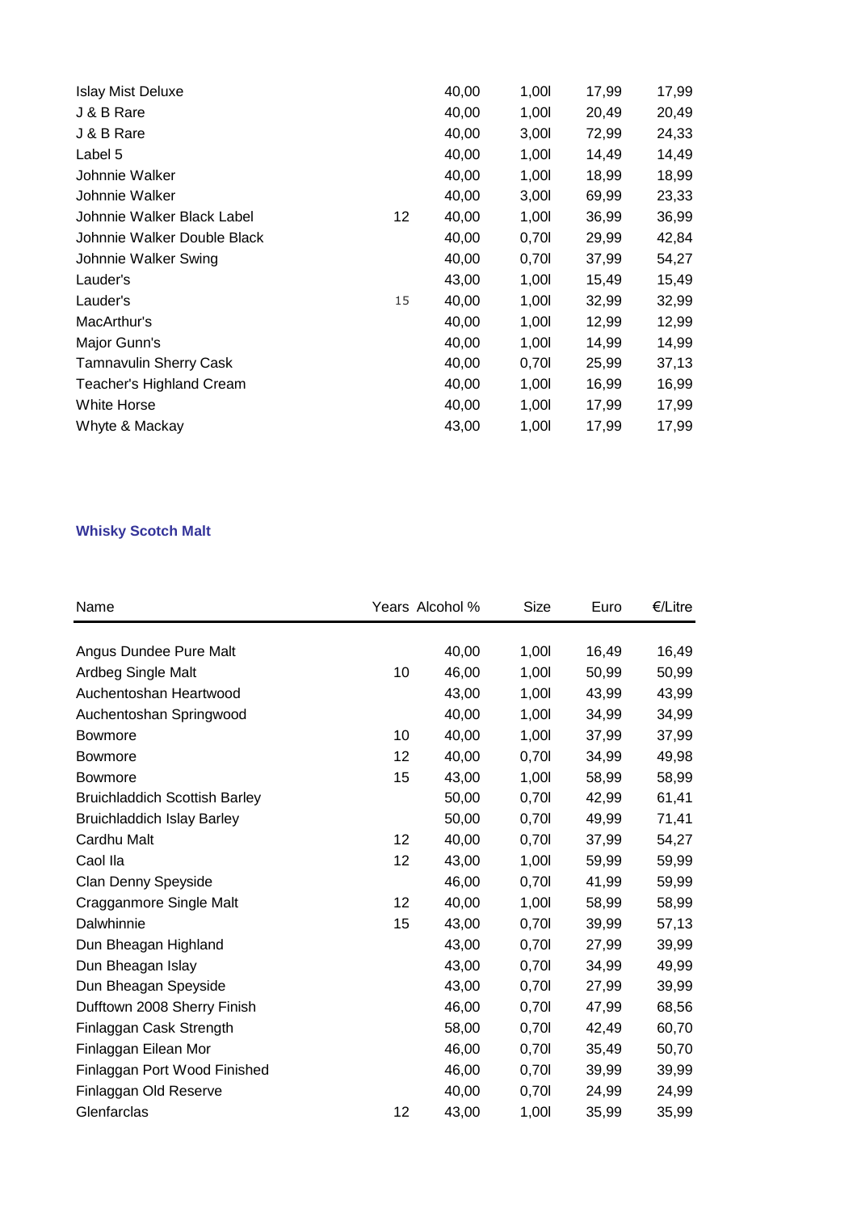| | | | | | |
|---|---|---|---|---|---|
| Islay Mist Deluxe | | 40,00 | 1,00l | 17,99 | 17,99 |
| J & B Rare | | 40,00 | 1,00l | 20,49 | 20,49 |
| J & B Rare | | 40,00 | 3,00l | 72,99 | 24,33 |
| Label 5 | | 40,00 | 1,00l | 14,49 | 14,49 |
| Johnnie Walker | | 40,00 | 1,00l | 18,99 | 18,99 |
| Johnnie Walker | | 40,00 | 3,00l | 69,99 | 23,33 |
| Johnnie Walker Black Label | 12 | 40,00 | 1,00l | 36,99 | 36,99 |
| Johnnie Walker Double Black | | 40,00 | 0,70l | 29,99 | 42,84 |
| Johnnie Walker Swing | | 40,00 | 0,70l | 37,99 | 54,27 |
| Lauder's | | 43,00 | 1,00l | 15,49 | 15,49 |
| Lauder's | 15 | 40,00 | 1,00l | 32,99 | 32,99 |
| MacArthur's | | 40,00 | 1,00l | 12,99 | 12,99 |
| Major Gunn's | | 40,00 | 1,00l | 14,99 | 14,99 |
| Tamnavulin Sherry Cask | | 40,00 | 0,70l | 25,99 | 37,13 |
| Teacher's Highland Cream | | 40,00 | 1,00l | 16,99 | 16,99 |
| White Horse | | 40,00 | 1,00l | 17,99 | 17,99 |
| Whyte & Mackay | | 43,00 | 1,00l | 17,99 | 17,99 |

### Whisky Scotch Malt

| Name | Years | Alcohol % | Size | Euro | €/Litre |
|---|---|---|---|---|---|
| Angus Dundee Pure Malt | | 40,00 | 1,00l | 16,49 | 16,49 |
| Ardbeg Single Malt | 10 | 46,00 | 1,00l | 50,99 | 50,99 |
| Auchentoshan Heartwood | | 43,00 | 1,00l | 43,99 | 43,99 |
| Auchentoshan Springwood | | 40,00 | 1,00l | 34,99 | 34,99 |
| Bowmore | 10 | 40,00 | 1,00l | 37,99 | 37,99 |
| Bowmore | 12 | 40,00 | 0,70l | 34,99 | 49,98 |
| Bowmore | 15 | 43,00 | 1,00l | 58,99 | 58,99 |
| Bruichladdich Scottish Barley | | 50,00 | 0,70l | 42,99 | 61,41 |
| Bruichladdich Islay Barley | | 50,00 | 0,70l | 49,99 | 71,41 |
| Cardhu Malt | 12 | 40,00 | 0,70l | 37,99 | 54,27 |
| Caol Ila | 12 | 43,00 | 1,00l | 59,99 | 59,99 |
| Clan Denny Speyside | | 46,00 | 0,70l | 41,99 | 59,99 |
| Cragganmore Single Malt | 12 | 40,00 | 1,00l | 58,99 | 58,99 |
| Dalwhinnie | 15 | 43,00 | 0,70l | 39,99 | 57,13 |
| Dun Bheagan Highland | | 43,00 | 0,70l | 27,99 | 39,99 |
| Dun Bheagan Islay | | 43,00 | 0,70l | 34,99 | 49,99 |
| Dun Bheagan Speyside | | 43,00 | 0,70l | 27,99 | 39,99 |
| Dufftown 2008 Sherry Finish | | 46,00 | 0,70l | 47,99 | 68,56 |
| Finlaggan Cask Strength | | 58,00 | 0,70l | 42,49 | 60,70 |
| Finlaggan Eilean Mor | | 46,00 | 0,70l | 35,49 | 50,70 |
| Finlaggan Port Wood Finished | | 46,00 | 0,70l | 39,99 | 39,99 |
| Finlaggan Old Reserve | | 40,00 | 0,70l | 24,99 | 24,99 |
| Glenfarclas | 12 | 43,00 | 1,00l | 35,99 | 35,99 |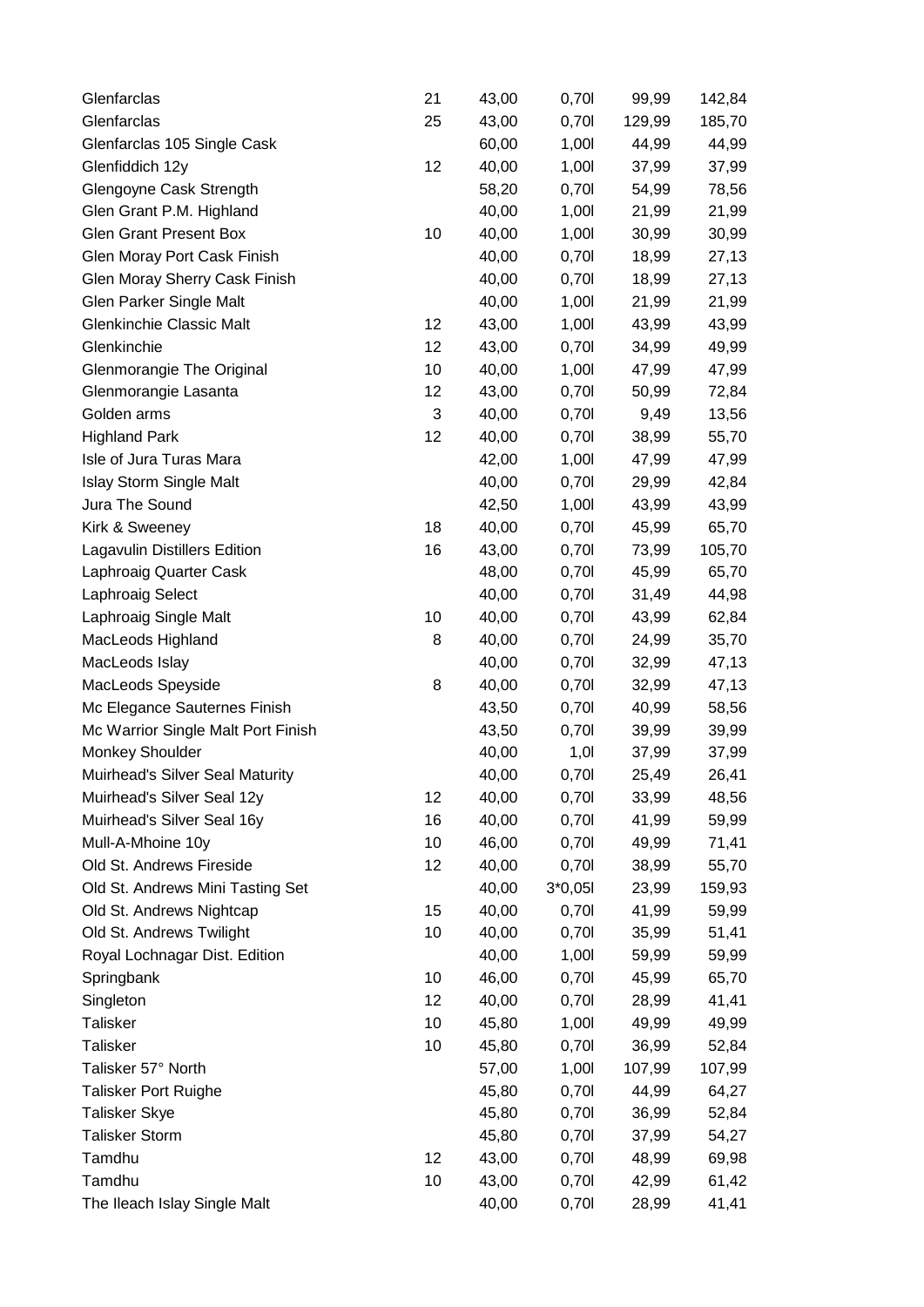| | | | | | |
|---|---|---|---|---|---|
| Glenfarclas | 21 | 43,00 | 0,70l | 99,99 | 142,84 |
| Glenfarclas | 25 | 43,00 | 0,70l | 129,99 | 185,70 |
| Glenfarclas 105 Single Cask | | 60,00 | 1,00l | 44,99 | 44,99 |
| Glenfiddich 12y | 12 | 40,00 | 1,00l | 37,99 | 37,99 |
| Glengoyne Cask Strength | | 58,20 | 0,70l | 54,99 | 78,56 |
| Glen Grant P.M. Highland | | 40,00 | 1,00l | 21,99 | 21,99 |
| Glen Grant Present Box | 10 | 40,00 | 1,00l | 30,99 | 30,99 |
| Glen Moray Port Cask Finish | | 40,00 | 0,70l | 18,99 | 27,13 |
| Glen Moray Sherry Cask Finish | | 40,00 | 0,70l | 18,99 | 27,13 |
| Glen Parker Single Malt | | 40,00 | 1,00l | 21,99 | 21,99 |
| Glenkinchie Classic Malt | 12 | 43,00 | 1,00l | 43,99 | 43,99 |
| Glenkinchie | 12 | 43,00 | 0,70l | 34,99 | 49,99 |
| Glenmorangie The Original | 10 | 40,00 | 1,00l | 47,99 | 47,99 |
| Glenmorangie Lasanta | 12 | 43,00 | 0,70l | 50,99 | 72,84 |
| Golden arms | 3 | 40,00 | 0,70l | 9,49 | 13,56 |
| Highland Park | 12 | 40,00 | 0,70l | 38,99 | 55,70 |
| Isle of Jura Turas Mara | | 42,00 | 1,00l | 47,99 | 47,99 |
| Islay Storm Single Malt | | 40,00 | 0,70l | 29,99 | 42,84 |
| Jura The Sound | | 42,50 | 1,00l | 43,99 | 43,99 |
| Kirk & Sweeney | 18 | 40,00 | 0,70l | 45,99 | 65,70 |
| Lagavulin Distillers Edition | 16 | 43,00 | 0,70l | 73,99 | 105,70 |
| Laphroaig Quarter Cask | | 48,00 | 0,70l | 45,99 | 65,70 |
| Laphroaig Select | | 40,00 | 0,70l | 31,49 | 44,98 |
| Laphroaig Single Malt | 10 | 40,00 | 0,70l | 43,99 | 62,84 |
| MacLeods Highland | 8 | 40,00 | 0,70l | 24,99 | 35,70 |
| MacLeods Islay | | 40,00 | 0,70l | 32,99 | 47,13 |
| MacLeods Speyside | 8 | 40,00 | 0,70l | 32,99 | 47,13 |
| Mc Elegance Sauternes Finish | | 43,50 | 0,70l | 40,99 | 58,56 |
| Mc Warrior Single Malt Port Finish | | 43,50 | 0,70l | 39,99 | 39,99 |
| Monkey Shoulder | | 40,00 | 1,0l | 37,99 | 37,99 |
| Muirhead's Silver Seal Maturity | | 40,00 | 0,70l | 25,49 | 26,41 |
| Muirhead's Silver Seal 12y | 12 | 40,00 | 0,70l | 33,99 | 48,56 |
| Muirhead's Silver Seal 16y | 16 | 40,00 | 0,70l | 41,99 | 59,99 |
| Mull-A-Mhoine 10y | 10 | 46,00 | 0,70l | 49,99 | 71,41 |
| Old St. Andrews Fireside | 12 | 40,00 | 0,70l | 38,99 | 55,70 |
| Old St. Andrews Mini Tasting Set | | 40,00 | 3*0,05l | 23,99 | 159,93 |
| Old St. Andrews Nightcap | 15 | 40,00 | 0,70l | 41,99 | 59,99 |
| Old St. Andrews Twilight | 10 | 40,00 | 0,70l | 35,99 | 51,41 |
| Royal Lochnagar Dist. Edition | | 40,00 | 1,00l | 59,99 | 59,99 |
| Springbank | 10 | 46,00 | 0,70l | 45,99 | 65,70 |
| Singleton | 12 | 40,00 | 0,70l | 28,99 | 41,41 |
| Talisker | 10 | 45,80 | 1,00l | 49,99 | 49,99 |
| Talisker | 10 | 45,80 | 0,70l | 36,99 | 52,84 |
| Talisker 57° North | | 57,00 | 1,00l | 107,99 | 107,99 |
| Talisker Port Ruighe | | 45,80 | 0,70l | 44,99 | 64,27 |
| Talisker Skye | | 45,80 | 0,70l | 36,99 | 52,84 |
| Talisker Storm | | 45,80 | 0,70l | 37,99 | 54,27 |
| Tamdhu | 12 | 43,00 | 0,70l | 48,99 | 69,98 |
| Tamdhu | 10 | 43,00 | 0,70l | 42,99 | 61,42 |
| The Ileach Islay Single Malt | | 40,00 | 0,70l | 28,99 | 41,41 |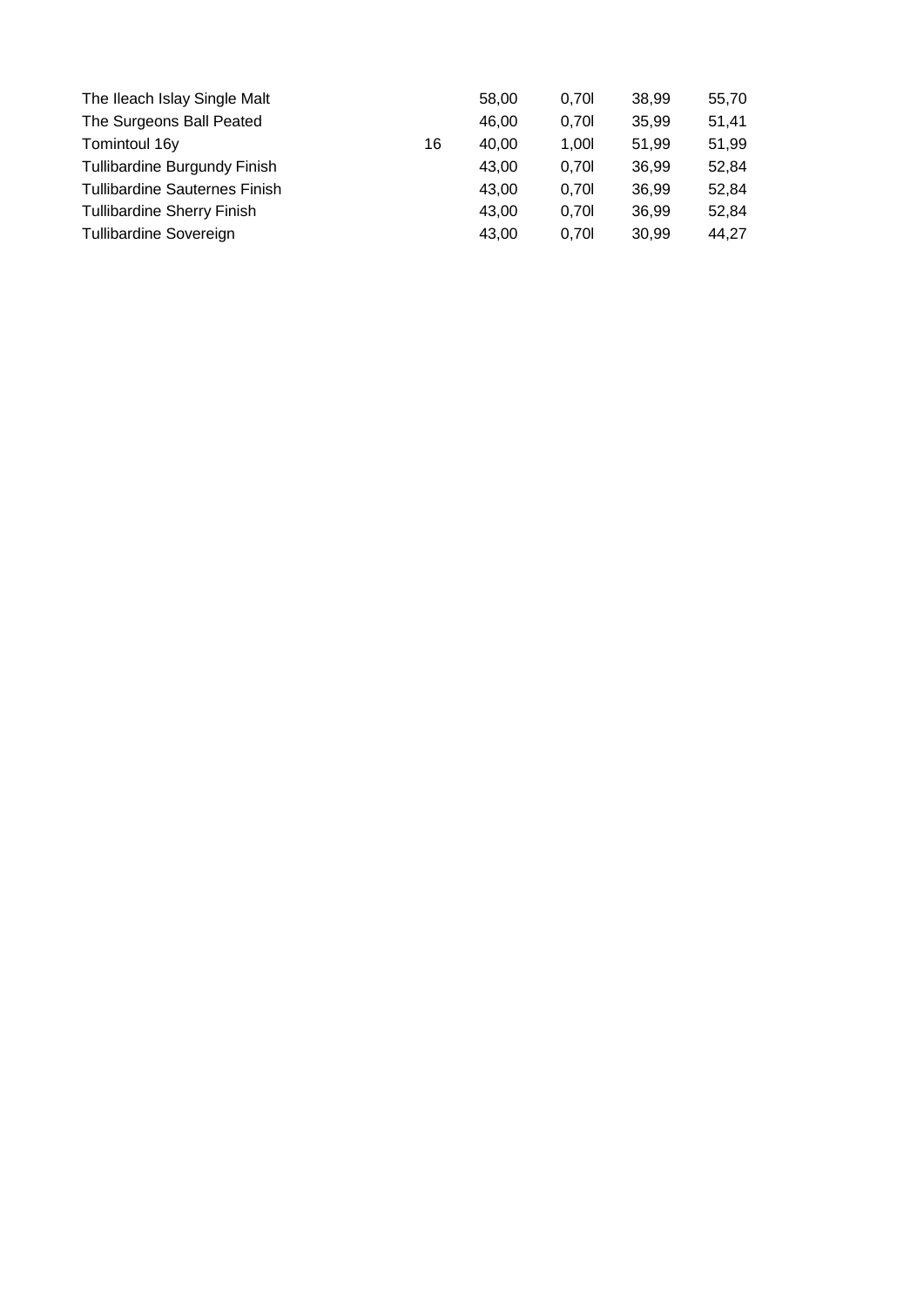| | | | | | |
|---|---|---|---|---|---|
| The Ileach Islay Single Malt | | 58,00 | 0,70l | 38,99 | 55,70 |
| The Surgeons Ball Peated | | 46,00 | 0,70l | 35,99 | 51,41 |
| Tomintoul 16y | 16 | 40,00 | 1,00l | 51,99 | 51,99 |
| Tullibardine Burgundy Finish | | 43,00 | 0,70l | 36,99 | 52,84 |
| Tullibardine Sauternes Finish | | 43,00 | 0,70l | 36,99 | 52,84 |
| Tullibardine Sherry Finish | | 43,00 | 0,70l | 36,99 | 52,84 |
| Tullibardine Sovereign | | 43,00 | 0,70l | 30,99 | 44,27 |